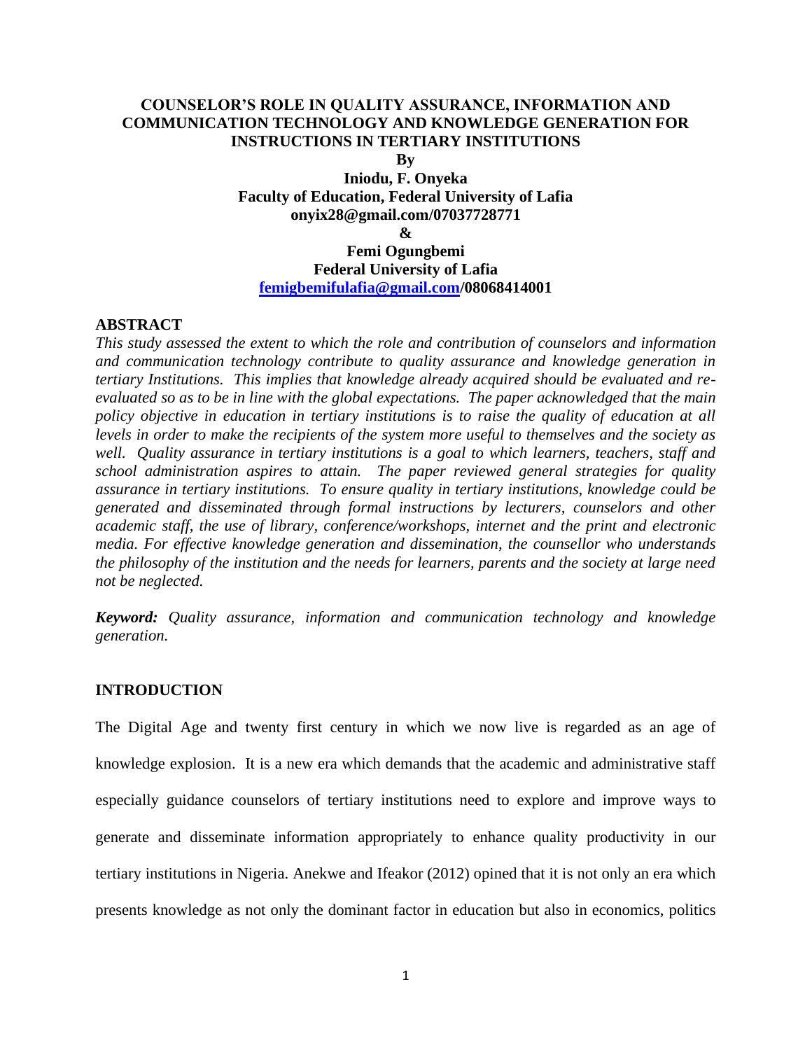# COUNSELOR'S ROLE IN QUALITY ASSURANCE, INFORMATION AND COMMUNICATION TECHNOLOGY AND KNOWLEDGE GENERATION FOR INSTRUCTIONS IN TERTIARY INSTITUTIONS

**By**

**Iniodu, F. Onyeka**
**Faculty of Education, Federal University of Lafia**
**onyix28@gmail.com/07037728771**

**&**

**Femi Ogungbemi**
**Federal University of Lafia**
**femigbemifulafia@gmail.com/08068414001**

## ABSTRACT

*This study assessed the extent to which the role and contribution of counselors and information and communication technology contribute to quality assurance and knowledge generation in tertiary Institutions. This implies that knowledge already acquired should be evaluated and re-evaluated so as to be in line with the global expectations. The paper acknowledged that the main policy objective in education in tertiary institutions is to raise the quality of education at all levels in order to make the recipients of the system more useful to themselves and the society as well. Quality assurance in tertiary institutions is a goal to which learners, teachers, staff and school administration aspires to attain. The paper reviewed general strategies for quality assurance in tertiary institutions. To ensure quality in tertiary institutions, knowledge could be generated and disseminated through formal instructions by lecturers, counselors and other academic staff, the use of library, conference/workshops, internet and the print and electronic media. For effective knowledge generation and dissemination, the counsellor who understands the philosophy of the institution and the needs for learners, parents and the society at large need not be neglected.*

***Keyword:*** *Quality assurance, information and communication technology and knowledge generation.*

## INTRODUCTION

The Digital Age and twenty first century in which we now live is regarded as an age of knowledge explosion. It is a new era which demands that the academic and administrative staff especially guidance counselors of tertiary institutions need to explore and improve ways to generate and disseminate information appropriately to enhance quality productivity in our tertiary institutions in Nigeria. Anekwe and Ifeakor (2012) opined that it is not only an era which presents knowledge as not only the dominant factor in education but also in economics, politics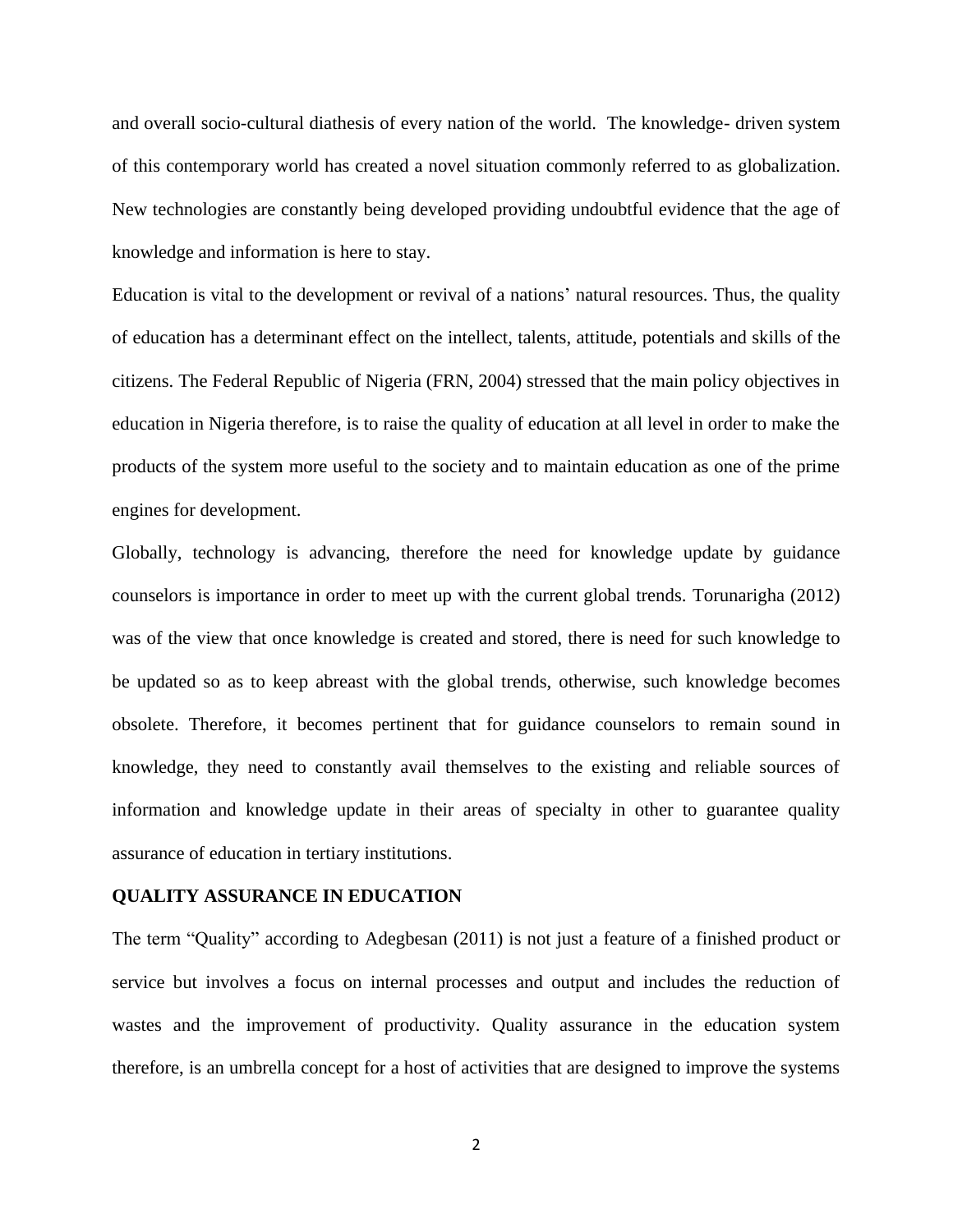and overall socio-cultural diathesis of every nation of the world. The knowledge- driven system of this contemporary world has created a novel situation commonly referred to as globalization. New technologies are constantly being developed providing undoubtful evidence that the age of knowledge and information is here to stay.

Education is vital to the development or revival of a nations' natural resources. Thus, the quality of education has a determinant effect on the intellect, talents, attitude, potentials and skills of the citizens. The Federal Republic of Nigeria (FRN, 2004) stressed that the main policy objectives in education in Nigeria therefore, is to raise the quality of education at all level in order to make the products of the system more useful to the society and to maintain education as one of the prime engines for development.

Globally, technology is advancing, therefore the need for knowledge update by guidance counselors is importance in order to meet up with the current global trends. Torunarigha (2012) was of the view that once knowledge is created and stored, there is need for such knowledge to be updated so as to keep abreast with the global trends, otherwise, such knowledge becomes obsolete. Therefore, it becomes pertinent that for guidance counselors to remain sound in knowledge, they need to constantly avail themselves to the existing and reliable sources of information and knowledge update in their areas of specialty in other to guarantee quality assurance of education in tertiary institutions.

## QUALITY ASSURANCE IN EDUCATION

The term "Quality" according to Adegbesan (2011) is not just a feature of a finished product or service but involves a focus on internal processes and output and includes the reduction of wastes and the improvement of productivity. Quality assurance in the education system therefore, is an umbrella concept for a host of activities that are designed to improve the systems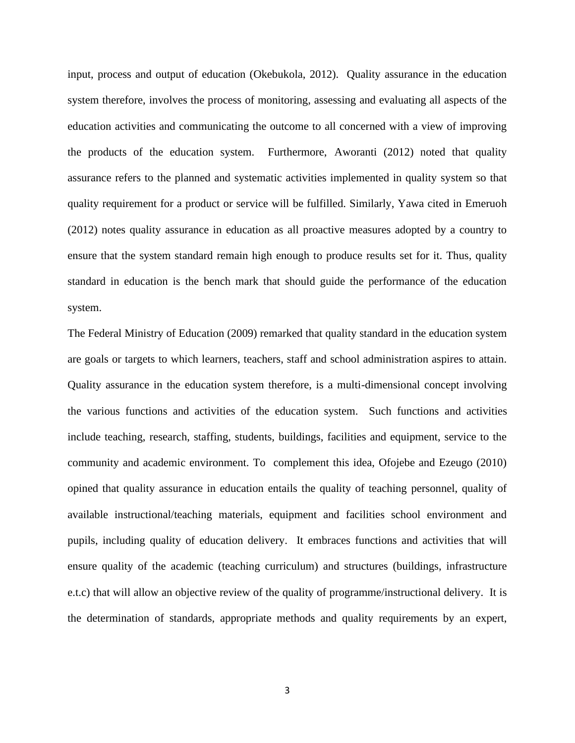input, process and output of education (Okebukola, 2012). Quality assurance in the education system therefore, involves the process of monitoring, assessing and evaluating all aspects of the education activities and communicating the outcome to all concerned with a view of improving the products of the education system. Furthermore, Aworanti (2012) noted that quality assurance refers to the planned and systematic activities implemented in quality system so that quality requirement for a product or service will be fulfilled. Similarly, Yawa cited in Emeruoh (2012) notes quality assurance in education as all proactive measures adopted by a country to ensure that the system standard remain high enough to produce results set for it. Thus, quality standard in education is the bench mark that should guide the performance of the education system.

The Federal Ministry of Education (2009) remarked that quality standard in the education system are goals or targets to which learners, teachers, staff and school administration aspires to attain. Quality assurance in the education system therefore, is a multi-dimensional concept involving the various functions and activities of the education system. Such functions and activities include teaching, research, staffing, students, buildings, facilities and equipment, service to the community and academic environment. To complement this idea, Ofojebe and Ezeugo (2010) opined that quality assurance in education entails the quality of teaching personnel, quality of available instructional/teaching materials, equipment and facilities school environment and pupils, including quality of education delivery. It embraces functions and activities that will ensure quality of the academic (teaching curriculum) and structures (buildings, infrastructure e.t.c) that will allow an objective review of the quality of programme/instructional delivery. It is the determination of standards, appropriate methods and quality requirements by an expert,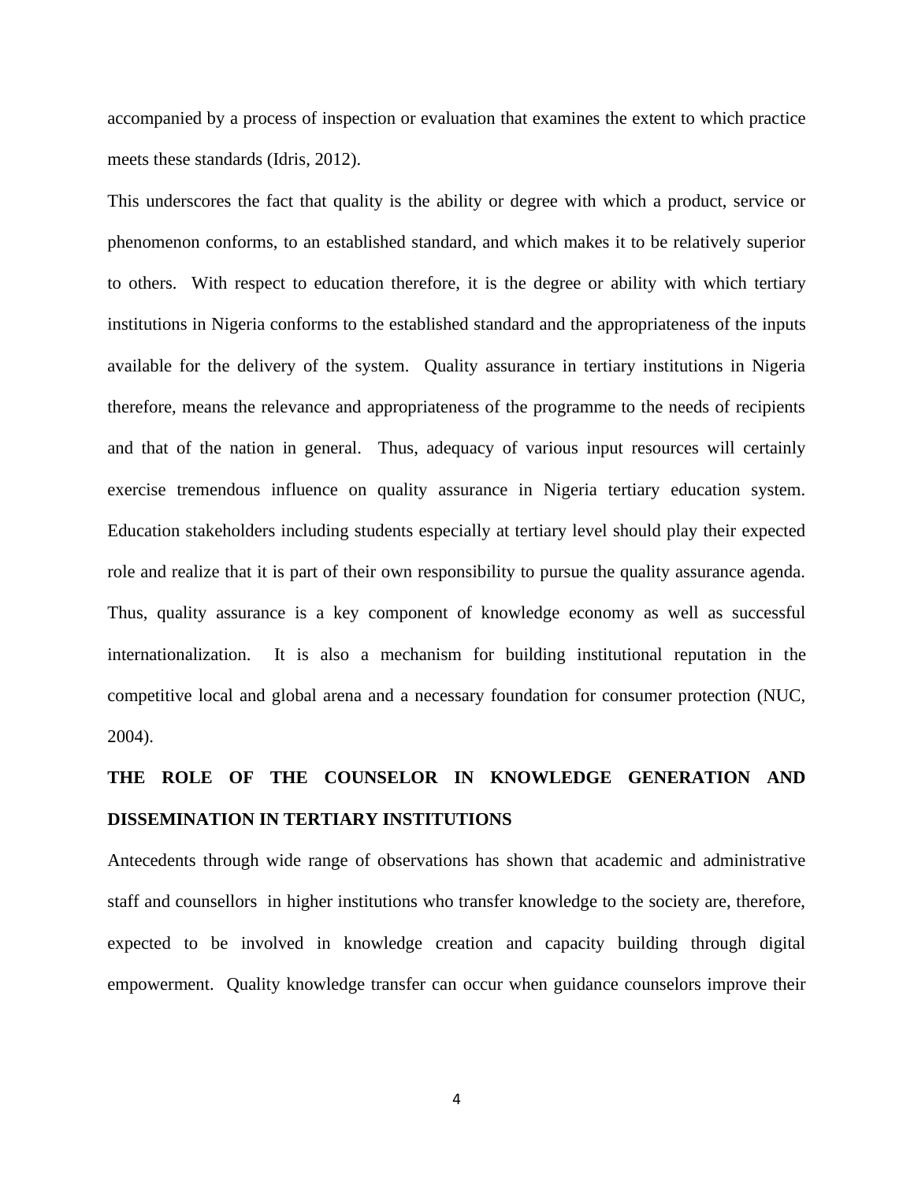accompanied by a process of inspection or evaluation that examines the extent to which practice meets these standards (Idris, 2012).

This underscores the fact that quality is the ability or degree with which a product, service or phenomenon conforms, to an established standard, and which makes it to be relatively superior to others. With respect to education therefore, it is the degree or ability with which tertiary institutions in Nigeria conforms to the established standard and the appropriateness of the inputs available for the delivery of the system. Quality assurance in tertiary institutions in Nigeria therefore, means the relevance and appropriateness of the programme to the needs of recipients and that of the nation in general. Thus, adequacy of various input resources will certainly exercise tremendous influence on quality assurance in Nigeria tertiary education system. Education stakeholders including students especially at tertiary level should play their expected role and realize that it is part of their own responsibility to pursue the quality assurance agenda. Thus, quality assurance is a key component of knowledge economy as well as successful internationalization. It is also a mechanism for building institutional reputation in the competitive local and global arena and a necessary foundation for consumer protection (NUC, 2004).

## THE ROLE OF THE COUNSELOR IN KNOWLEDGE GENERATION AND DISSEMINATION IN TERTIARY INSTITUTIONS

Antecedents through wide range of observations has shown that academic and administrative staff and counsellors in higher institutions who transfer knowledge to the society are, therefore, expected to be involved in knowledge creation and capacity building through digital empowerment. Quality knowledge transfer can occur when guidance counselors improve their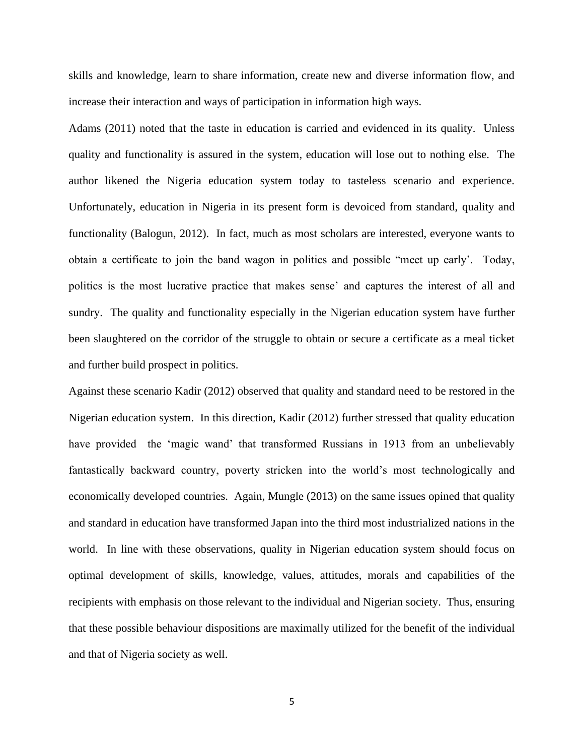skills and knowledge, learn to share information, create new and diverse information flow, and increase their interaction and ways of participation in information high ways.

Adams (2011) noted that the taste in education is carried and evidenced in its quality. Unless quality and functionality is assured in the system, education will lose out to nothing else. The author likened the Nigeria education system today to tasteless scenario and experience. Unfortunately, education in Nigeria in its present form is devoiced from standard, quality and functionality (Balogun, 2012). In fact, much as most scholars are interested, everyone wants to obtain a certificate to join the band wagon in politics and possible "meet up early'. Today, politics is the most lucrative practice that makes sense' and captures the interest of all and sundry. The quality and functionality especially in the Nigerian education system have further been slaughtered on the corridor of the struggle to obtain or secure a certificate as a meal ticket and further build prospect in politics.

Against these scenario Kadir (2012) observed that quality and standard need to be restored in the Nigerian education system. In this direction, Kadir (2012) further stressed that quality education have provided the 'magic wand' that transformed Russians in 1913 from an unbelievably fantastically backward country, poverty stricken into the world's most technologically and economically developed countries. Again, Mungle (2013) on the same issues opined that quality and standard in education have transformed Japan into the third most industrialized nations in the world. In line with these observations, quality in Nigerian education system should focus on optimal development of skills, knowledge, values, attitudes, morals and capabilities of the recipients with emphasis on those relevant to the individual and Nigerian society. Thus, ensuring that these possible behaviour dispositions are maximally utilized for the benefit of the individual and that of Nigeria society as well.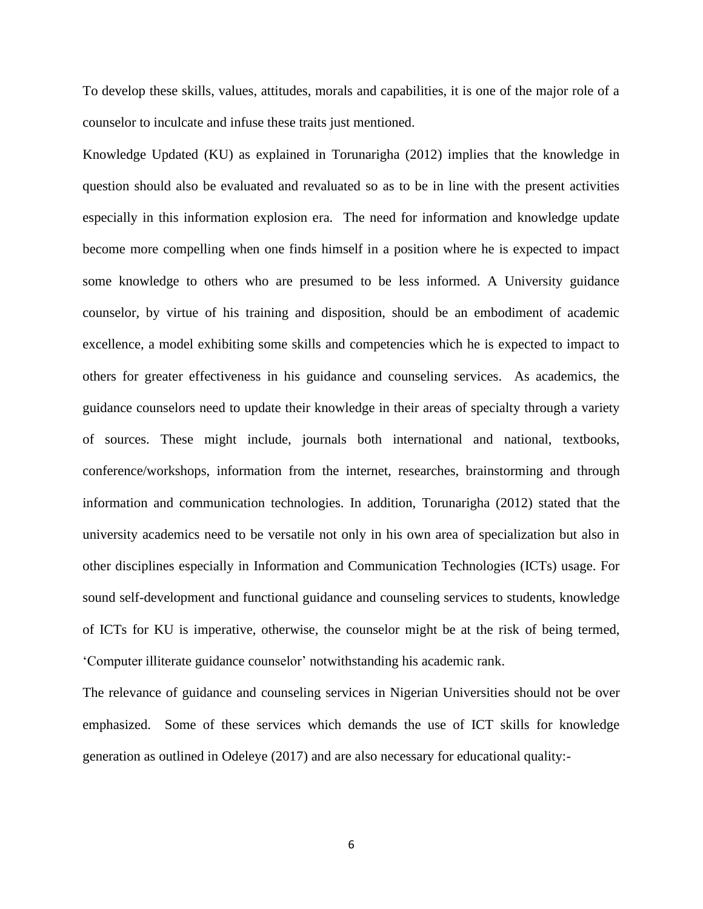To develop these skills, values, attitudes, morals and capabilities, it is one of the major role of a counselor to inculcate and infuse these traits just mentioned.

Knowledge Updated (KU) as explained in Torunarigha (2012) implies that the knowledge in question should also be evaluated and revaluated so as to be in line with the present activities especially in this information explosion era. The need for information and knowledge update become more compelling when one finds himself in a position where he is expected to impact some knowledge to others who are presumed to be less informed. A University guidance counselor, by virtue of his training and disposition, should be an embodiment of academic excellence, a model exhibiting some skills and competencies which he is expected to impact to others for greater effectiveness in his guidance and counseling services. As academics, the guidance counselors need to update their knowledge in their areas of specialty through a variety of sources. These might include, journals both international and national, textbooks, conference/workshops, information from the internet, researches, brainstorming and through information and communication technologies. In addition, Torunarigha (2012) stated that the university academics need to be versatile not only in his own area of specialization but also in other disciplines especially in Information and Communication Technologies (ICTs) usage. For sound self-development and functional guidance and counseling services to students, knowledge of ICTs for KU is imperative, otherwise, the counselor might be at the risk of being termed, 'Computer illiterate guidance counselor' notwithstanding his academic rank.

The relevance of guidance and counseling services in Nigerian Universities should not be over emphasized. Some of these services which demands the use of ICT skills for knowledge generation as outlined in Odeleye (2017) and are also necessary for educational quality:-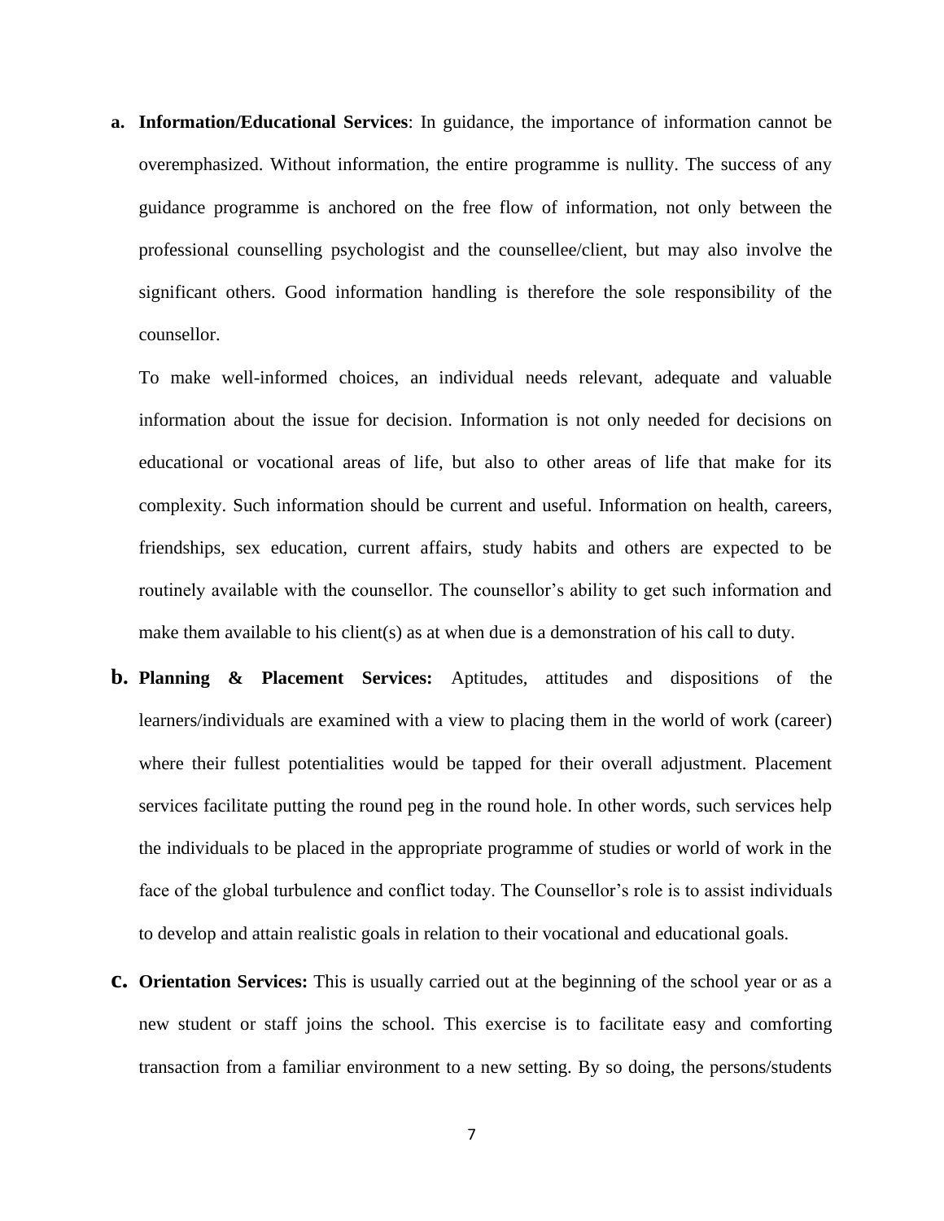a. **Information/Educational Services**: In guidance, the importance of information cannot be overemphasized. Without information, the entire programme is nullity. The success of any guidance programme is anchored on the free flow of information, not only between the professional counselling psychologist and the counsellee/client, but may also involve the significant others. Good information handling is therefore the sole responsibility of the counsellor.

   To make well-informed choices, an individual needs relevant, adequate and valuable information about the issue for decision. Information is not only needed for decisions on educational or vocational areas of life, but also to other areas of life that make for its complexity. Such information should be current and useful. Information on health, careers, friendships, sex education, current affairs, study habits and others are expected to be routinely available with the counsellor. The counsellor's ability to get such information and make them available to his client(s) as at when due is a demonstration of his call to duty.

b. **Planning & Placement Services:** Aptitudes, attitudes and dispositions of the learners/individuals are examined with a view to placing them in the world of work (career) where their fullest potentialities would be tapped for their overall adjustment. Placement services facilitate putting the round peg in the round hole. In other words, such services help the individuals to be placed in the appropriate programme of studies or world of work in the face of the global turbulence and conflict today. The Counsellor's role is to assist individuals to develop and attain realistic goals in relation to their vocational and educational goals.

c. **Orientation Services:** This is usually carried out at the beginning of the school year or as a new student or staff joins the school. This exercise is to facilitate easy and comforting transaction from a familiar environment to a new setting. By so doing, the persons/students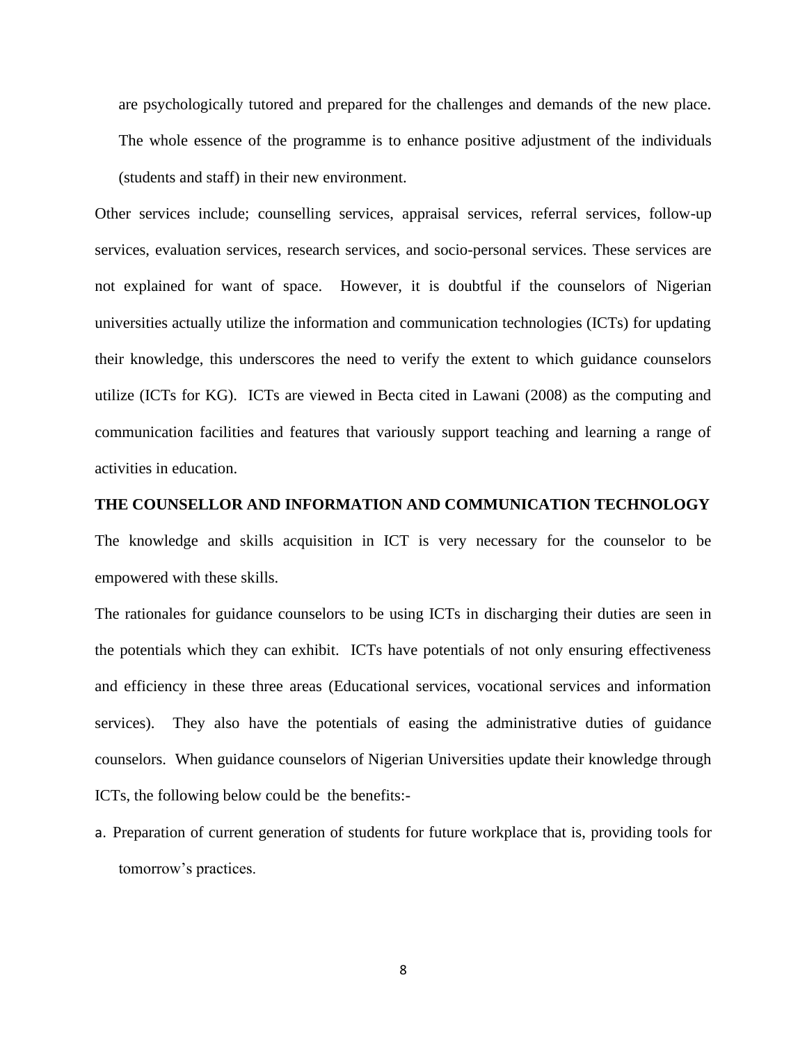are psychologically tutored and prepared for the challenges and demands of the new place. The whole essence of the programme is to enhance positive adjustment of the individuals (students and staff) in their new environment.

Other services include; counselling services, appraisal services, referral services, follow-up services, evaluation services, research services, and socio-personal services. These services are not explained for want of space. However, it is doubtful if the counselors of Nigerian universities actually utilize the information and communication technologies (ICTs) for updating their knowledge, this underscores the need to verify the extent to which guidance counselors utilize (ICTs for KG). ICTs are viewed in Becta cited in Lawani (2008) as the computing and communication facilities and features that variously support teaching and learning a range of activities in education.

**THE COUNSELLOR AND INFORMATION AND COMMUNICATION TECHNOLOGY**

The knowledge and skills acquisition in ICT is very necessary for the counselor to be empowered with these skills.

The rationales for guidance counselors to be using ICTs in discharging their duties are seen in the potentials which they can exhibit. ICTs have potentials of not only ensuring effectiveness and efficiency in these three areas (Educational services, vocational services and information services). They also have the potentials of easing the administrative duties of guidance counselors. When guidance counselors of Nigerian Universities update their knowledge through ICTs, the following below could be the benefits:-

a. Preparation of current generation of students for future workplace that is, providing tools for tomorrow's practices.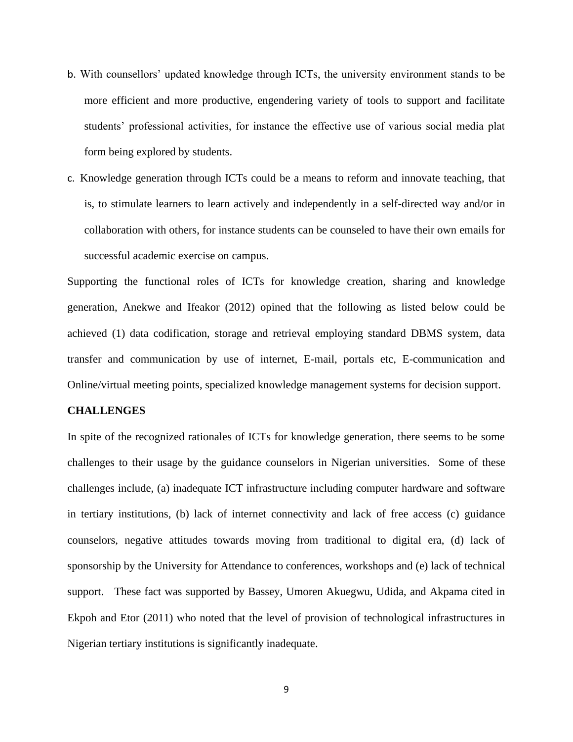b. With counsellors' updated knowledge through ICTs, the university environment stands to be more efficient and more productive, engendering variety of tools to support and facilitate students' professional activities, for instance the effective use of various social media plat form being explored by students.

c. Knowledge generation through ICTs could be a means to reform and innovate teaching, that is, to stimulate learners to learn actively and independently in a self-directed way and/or in collaboration with others, for instance students can be counseled to have their own emails for successful academic exercise on campus.

Supporting the functional roles of ICTs for knowledge creation, sharing and knowledge generation, Anekwe and Ifeakor (2012) opined that the following as listed below could be achieved (1) data codification, storage and retrieval employing standard DBMS system, data transfer and communication by use of internet, E-mail, portals etc, E-communication and Online/virtual meeting points, specialized knowledge management systems for decision support.

**CHALLENGES**

In spite of the recognized rationales of ICTs for knowledge generation, there seems to be some challenges to their usage by the guidance counselors in Nigerian universities. Some of these challenges include, (a) inadequate ICT infrastructure including computer hardware and software in tertiary institutions, (b) lack of internet connectivity and lack of free access (c) guidance counselors, negative attitudes towards moving from traditional to digital era, (d) lack of sponsorship by the University for Attendance to conferences, workshops and (e) lack of technical support. These fact was supported by Bassey, Umoren Akuegwu, Udida, and Akpama cited in Ekpoh and Etor (2011) who noted that the level of provision of technological infrastructures in Nigerian tertiary institutions is significantly inadequate.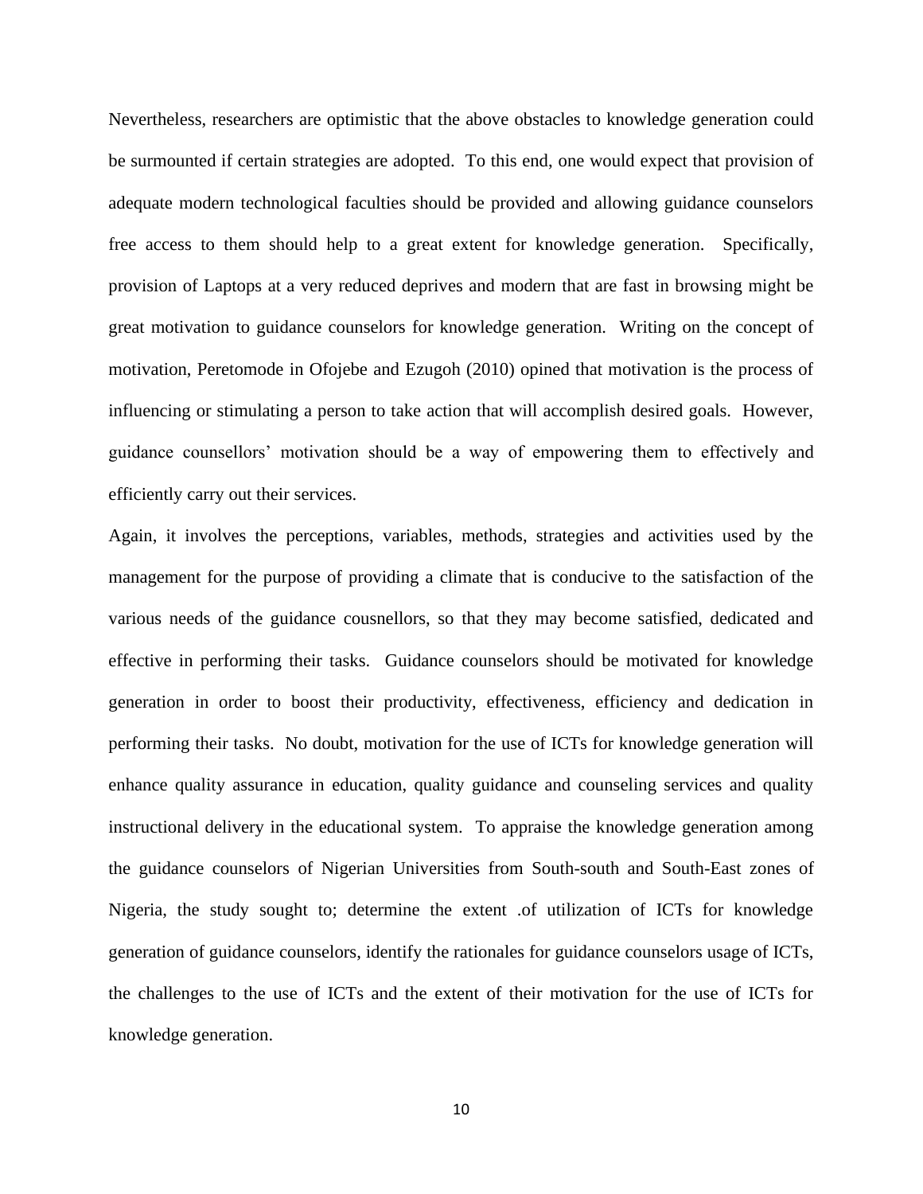Nevertheless, researchers are optimistic that the above obstacles to knowledge generation could be surmounted if certain strategies are adopted. To this end, one would expect that provision of adequate modern technological faculties should be provided and allowing guidance counselors free access to them should help to a great extent for knowledge generation. Specifically, provision of Laptops at a very reduced deprives and modern that are fast in browsing might be great motivation to guidance counselors for knowledge generation. Writing on the concept of motivation, Peretomode in Ofojebe and Ezugoh (2010) opined that motivation is the process of influencing or stimulating a person to take action that will accomplish desired goals. However, guidance counsellors' motivation should be a way of empowering them to effectively and efficiently carry out their services.

Again, it involves the perceptions, variables, methods, strategies and activities used by the management for the purpose of providing a climate that is conducive to the satisfaction of the various needs of the guidance cousnellors, so that they may become satisfied, dedicated and effective in performing their tasks. Guidance counselors should be motivated for knowledge generation in order to boost their productivity, effectiveness, efficiency and dedication in performing their tasks. No doubt, motivation for the use of ICTs for knowledge generation will enhance quality assurance in education, quality guidance and counseling services and quality instructional delivery in the educational system. To appraise the knowledge generation among the guidance counselors of Nigerian Universities from South-south and South-East zones of Nigeria, the study sought to; determine the extent .of utilization of ICTs for knowledge generation of guidance counselors, identify the rationales for guidance counselors usage of ICTs, the challenges to the use of ICTs and the extent of their motivation for the use of ICTs for knowledge generation.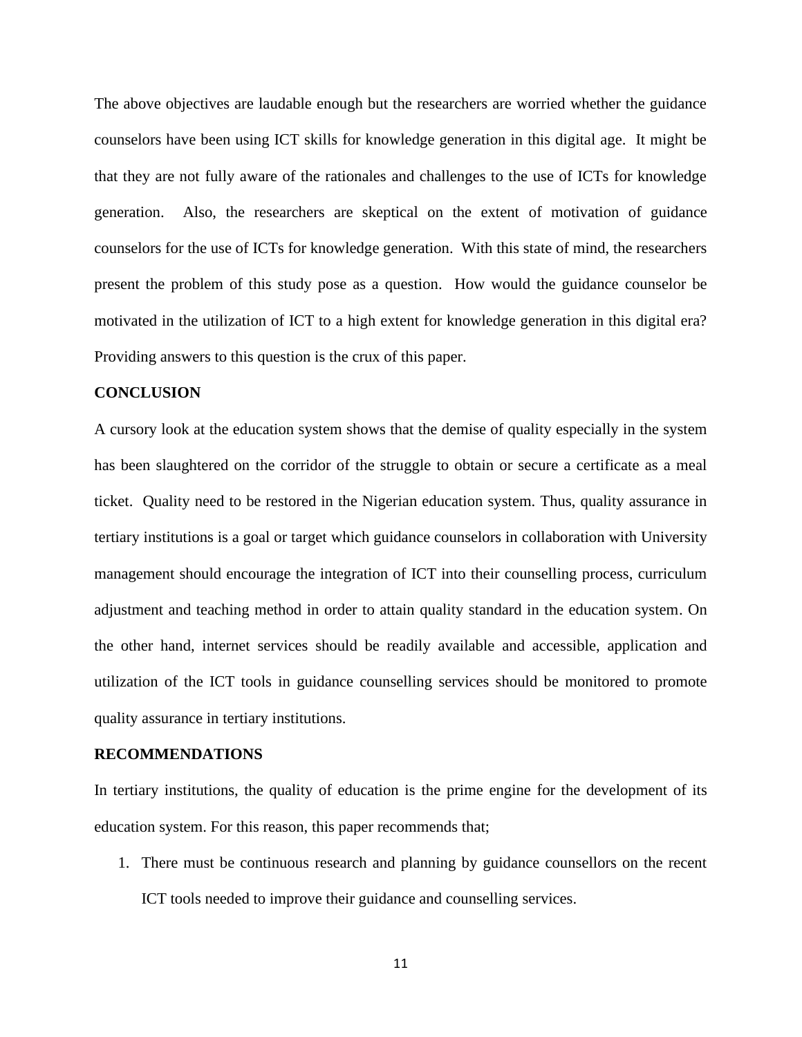The above objectives are laudable enough but the researchers are worried whether the guidance counselors have been using ICT skills for knowledge generation in this digital age. It might be that they are not fully aware of the rationales and challenges to the use of ICTs for knowledge generation. Also, the researchers are skeptical on the extent of motivation of guidance counselors for the use of ICTs for knowledge generation. With this state of mind, the researchers present the problem of this study pose as a question. How would the guidance counselor be motivated in the utilization of ICT to a high extent for knowledge generation in this digital era? Providing answers to this question is the crux of this paper.

## CONCLUSION

A cursory look at the education system shows that the demise of quality especially in the system has been slaughtered on the corridor of the struggle to obtain or secure a certificate as a meal ticket. Quality need to be restored in the Nigerian education system. Thus, quality assurance in tertiary institutions is a goal or target which guidance counselors in collaboration with University management should encourage the integration of ICT into their counselling process, curriculum adjustment and teaching method in order to attain quality standard in the education system. On the other hand, internet services should be readily available and accessible, application and utilization of the ICT tools in guidance counselling services should be monitored to promote quality assurance in tertiary institutions.

## RECOMMENDATIONS

In tertiary institutions, the quality of education is the prime engine for the development of its education system. For this reason, this paper recommends that;

1. There must be continuous research and planning by guidance counsellors on the recent ICT tools needed to improve their guidance and counselling services.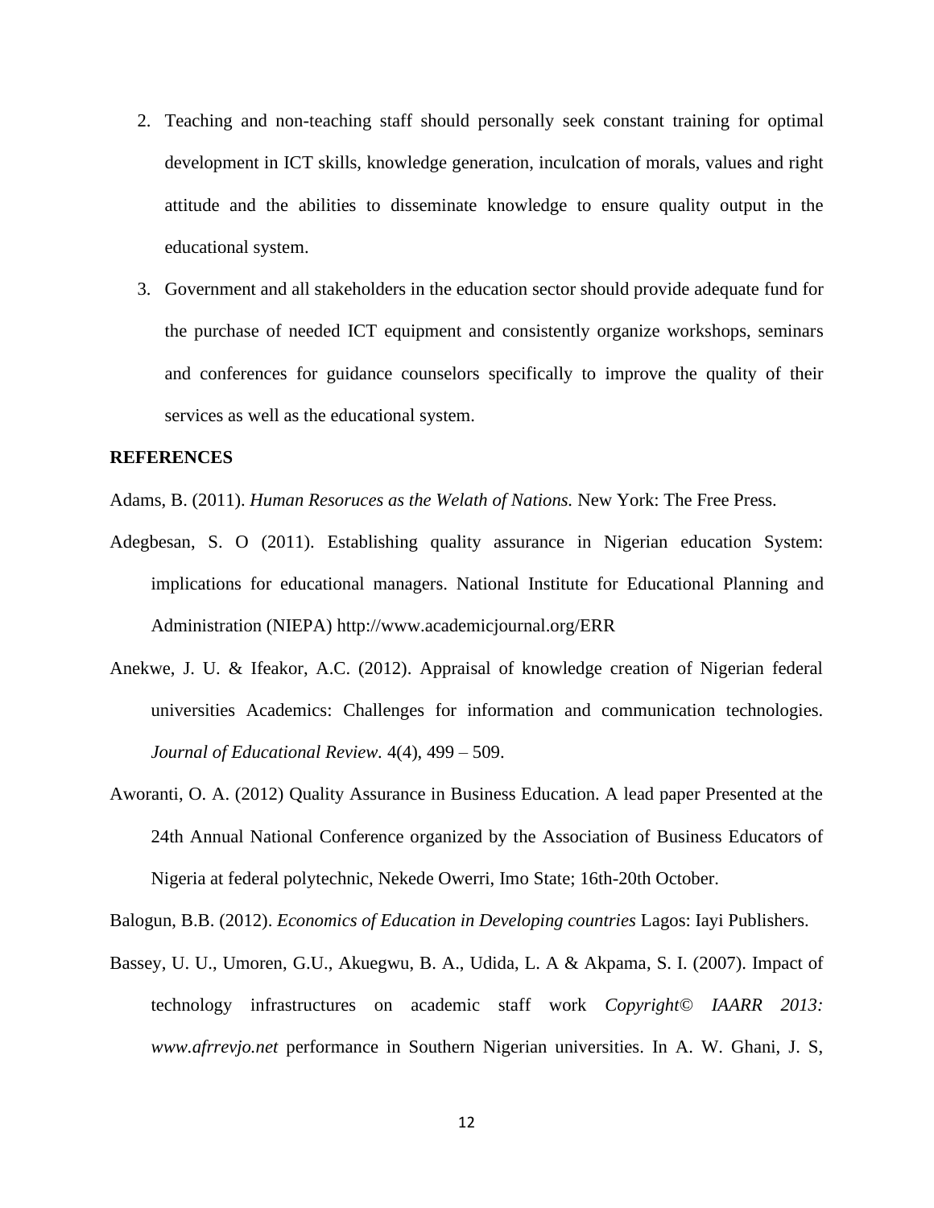2. Teaching and non-teaching staff should personally seek constant training for optimal development in ICT skills, knowledge generation, inculcation of morals, values and right attitude and the abilities to disseminate knowledge to ensure quality output in the educational system.
3. Government and all stakeholders in the education sector should provide adequate fund for the purchase of needed ICT equipment and consistently organize workshops, seminars and conferences for guidance counselors specifically to improve the quality of their services as well as the educational system.

**REFERENCES**

Adams, B. (2011). *Human Resoruces as the Welath of Nations.* New York: The Free Press.

Adegbesan, S. O (2011). Establishing quality assurance in Nigerian education System: implications for educational managers. National Institute for Educational Planning and Administration (NIEPA) http://www.academicjournal.org/ERR

Anekwe, J. U. & Ifeakor, A.C. (2012). Appraisal of knowledge creation of Nigerian federal universities Academics: Challenges for information and communication technologies. *Journal of Educational Review.* 4(4), 499 – 509.

Aworanti, O. A. (2012) Quality Assurance in Business Education. A lead paper Presented at the 24th Annual National Conference organized by the Association of Business Educators of Nigeria at federal polytechnic, Nekede Owerri, Imo State; 16th-20th October.

Balogun, B.B. (2012). *Economics of Education in Developing countries* Lagos: Iayi Publishers.

Bassey, U. U., Umoren, G.U., Akuegwu, B. A., Udida, L. A & Akpama, S. I. (2007). Impact of technology infrastructures on academic staff work *Copyright© IAARR 2013: www.afrrevjo.net* performance in Southern Nigerian universities. In A. W. Ghani, J. S,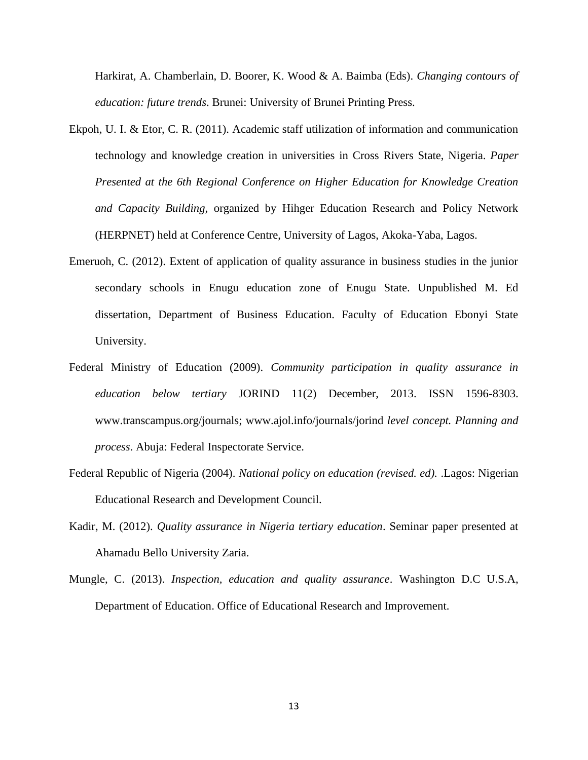Harkirat, A. Chamberlain, D. Boorer, K. Wood & A. Baimba (Eds). *Changing contours of education: future trends*. Brunei: University of Brunei Printing Press.

Ekpoh, U. I. & Etor, C. R. (2011). Academic staff utilization of information and communication technology and knowledge creation in universities in Cross Rivers State, Nigeria. *Paper Presented at the 6th Regional Conference on Higher Education for Knowledge Creation and Capacity Building*, organized by Hihger Education Research and Policy Network (HERPNET) held at Conference Centre, University of Lagos, Akoka-Yaba, Lagos.

Emeruoh, C. (2012). Extent of application of quality assurance in business studies in the junior secondary schools in Enugu education zone of Enugu State. Unpublished M. Ed dissertation, Department of Business Education. Faculty of Education Ebonyi State University.

Federal Ministry of Education (2009). *Community participation in quality assurance in education below tertiary* JORIND 11(2) December, 2013. ISSN 1596-8303. www.transcampus.org/journals; www.ajol.info/journals/jorind *level concept. Planning and process*. Abuja: Federal Inspectorate Service.

Federal Republic of Nigeria (2004). *National policy on education (revised. ed).* .Lagos: Nigerian Educational Research and Development Council.

Kadir, M. (2012). *Quality assurance in Nigeria tertiary education*. Seminar paper presented at Ahamadu Bello University Zaria.

Mungle, C. (2013). *Inspection, education and quality assurance*. Washington D.C U.S.A, Department of Education. Office of Educational Research and Improvement.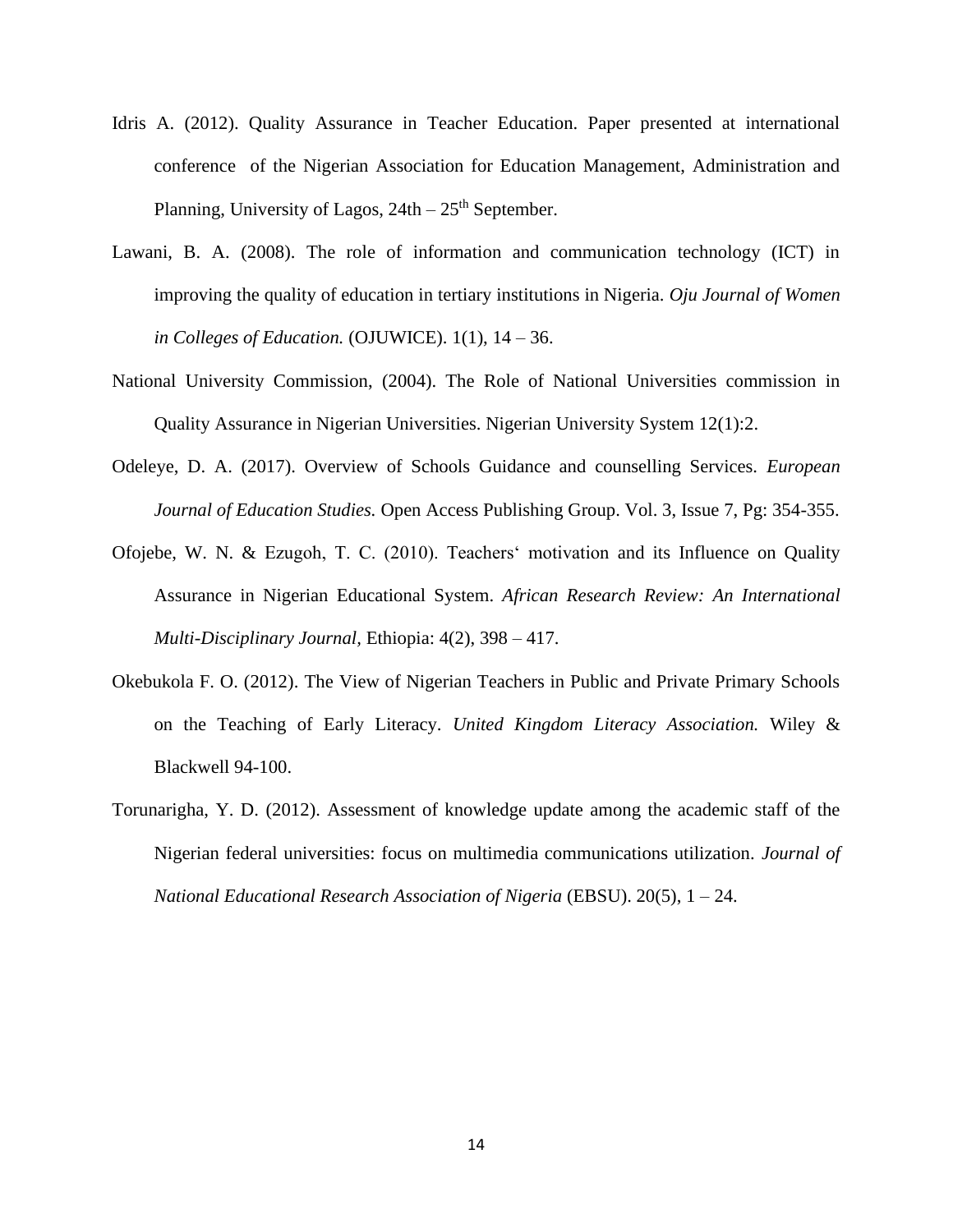Idris A. (2012). Quality Assurance in Teacher Education. Paper presented at international conference of the Nigerian Association for Education Management, Administration and Planning, University of Lagos, 24th – 25th September.

Lawani, B. A. (2008). The role of information and communication technology (ICT) in improving the quality of education in tertiary institutions in Nigeria. *Oju Journal of Women in Colleges of Education.* (OJUWICE). 1(1), 14 – 36.

National University Commission, (2004). The Role of National Universities commission in Quality Assurance in Nigerian Universities. Nigerian University System 12(1):2.

Odeleye, D. A. (2017). Overview of Schools Guidance and counselling Services. *European Journal of Education Studies.* Open Access Publishing Group. Vol. 3, Issue 7, Pg: 354-355.

Ofojebe, W. N. & Ezugoh, T. C. (2010). Teachers' motivation and its Influence on Quality Assurance in Nigerian Educational System. *African Research Review: An International Multi-Disciplinary Journal,* Ethiopia: 4(2), 398 – 417.

Okebukola F. O. (2012). The View of Nigerian Teachers in Public and Private Primary Schools on the Teaching of Early Literacy. *United Kingdom Literacy Association.* Wiley & Blackwell 94-100.

Torunarigha, Y. D. (2012). Assessment of knowledge update among the academic staff of the Nigerian federal universities: focus on multimedia communications utilization. *Journal of National Educational Research Association of Nigeria* (EBSU). 20(5), 1 – 24.